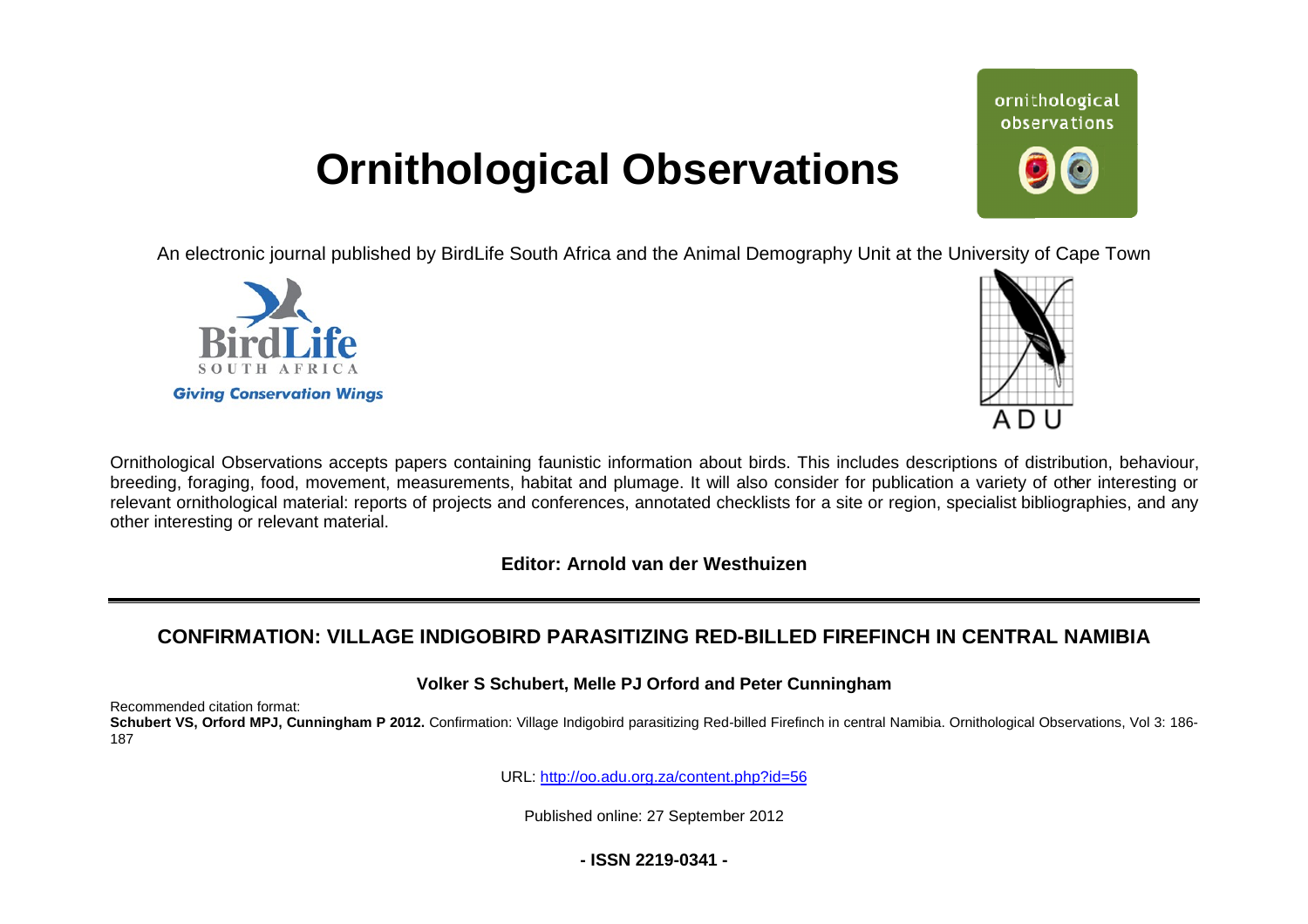# Ornithological Observations

An electronic journal published by BirdLife South Africa and the Animal Demography Unit at the University of Cape Town

Ornithological Observations accepts papers containing faunistic information about birds. This includes descriptions of distribution, behaviour, breeding, foraging, food, movement, measurements, habitat and plumage. It will also consider for publication a variety of other interesting or relevant ornithological material: reports of projects and conferences, annotated checklists for a site or region, specialist bibliographies, and any other interesting or relevant material.

**Editor: Arnold van der Westhuizen**

---

## CONFIRMATION: VILLAGE INDIGOBIRD PARASITIZING RED-BILLED FIREFINCH IN CENTRAL NAMIBIA

**Volker S Schubert, Melle PJ Orford and Peter Cunningham**

Recommended citation format:
**Schubert VS, Orford MPJ, Cunningham P 2012.** Confirmation: Village Indigobird parasitizing Red-billed Firefinch in central Namibia. Ornithological Observations, Vol 3: 186-187

URL: http://oo.adu.org.za/content.php?id=56

Published online: 27 September 2012

**- ISSN 2219-0341 -**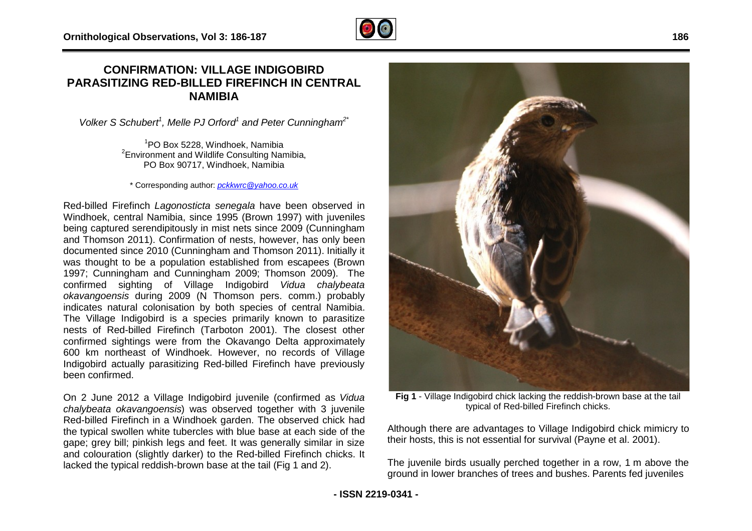# CONFIRMATION: VILLAGE INDIGOBIRD PARASITIZING RED-BILLED FIREFINCH IN CENTRAL NAMIBIA

*Volker S Schubert[1], Melle PJ Orford[1] and Peter Cunningham[2*]*

[1]PO Box 5228, Windhoek, Namibia
[2]Environment and Wildlife Consulting Namibia, PO Box 90717, Windhoek, Namibia

\* Corresponding author: *pckkwrc@yahoo.co.uk*

Red-billed Firefinch *Lagonosticta senegala* have been observed in Windhoek, central Namibia, since 1995 (Brown 1997) with juveniles being captured serendipitously in mist nets since 2009 (Cunningham and Thomson 2011). Confirmation of nests, however, has only been documented since 2010 (Cunningham and Thomson 2011). Initially it was thought to be a population established from escapees (Brown 1997; Cunningham and Cunningham 2009; Thomson 2009). The confirmed sighting of Village Indigobird *Vidua chalybeata okavangoensis* during 2009 (N Thomson pers. comm.) probably indicates natural colonisation by both species of central Namibia. The Village Indigobird is a species primarily known to parasitize nests of Red-billed Firefinch (Tarboton 2001). The closest other confirmed sightings were from the Okavango Delta approximately 600 km northeast of Windhoek. However, no records of Village Indigobird actually parasitizing Red-billed Firefinch have previously been confirmed.

On 2 June 2012 a Village Indigobird juvenile (confirmed as *Vidua chalybeata okavangoensis*) was observed together with 3 juvenile Red-billed Firefinch in a Windhoek garden. The observed chick had the typical swollen white tubercles with blue base at each side of the gape; grey bill; pinkish legs and feet. It was generally similar in size and colouration (slightly darker) to the Red-billed Firefinch chicks. It lacked the typical reddish-brown base at the tail (Fig 1 and 2).

**Fig 1** - Village Indigobird chick lacking the reddish-brown base at the tail typical of Red-billed Firefinch chicks.

Although there are advantages to Village Indigobird chick mimicry to their hosts, this is not essential for survival (Payne et al. 2001).

The juvenile birds usually perched together in a row, 1 m above the ground in lower branches of trees and bushes. Parents fed juveniles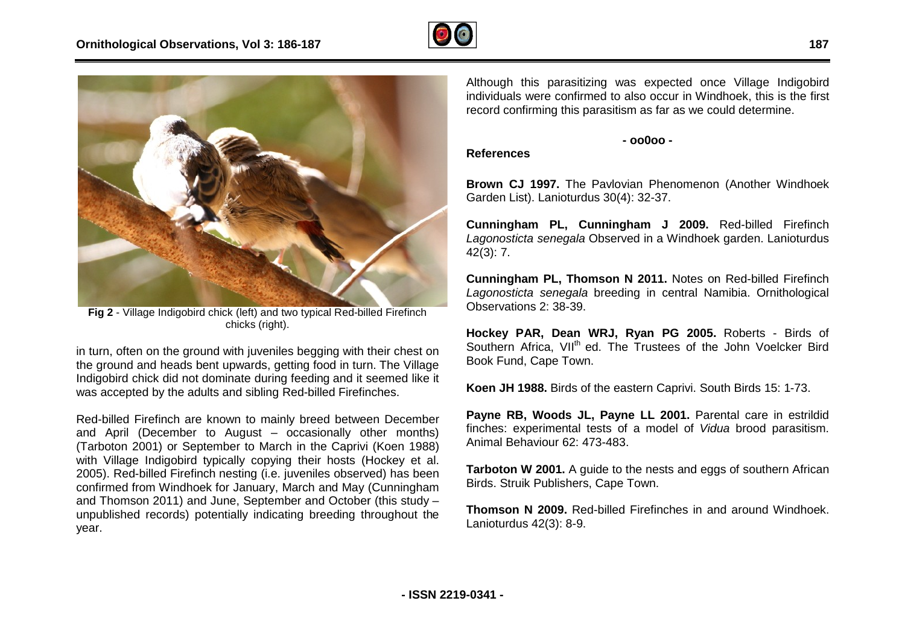**Fig 2** - Village Indigobird chick (left) and two typical Red-billed Firefinch chicks (right).

in turn, often on the ground with juveniles begging with their chest on the ground and heads bent upwards, getting food in turn. The Village Indigobird chick did not dominate during feeding and it seemed like it was accepted by the adults and sibling Red-billed Firefinches.

Red-billed Firefinch are known to mainly breed between December and April (December to August – occasionally other months) (Tarboton 2001) or September to March in the Caprivi (Koen 1988) with Village Indigobird typically copying their hosts (Hockey et al. 2005). Red-billed Firefinch nesting (i.e. juveniles observed) has been confirmed from Windhoek for January, March and May (Cunningham and Thomson 2011) and June, September and October (this study – unpublished records) potentially indicating breeding throughout the year.

Although this parasitizing was expected once Village Indigobird individuals were confirmed to also occur in Windhoek, this is the first record confirming this parasitism as far as we could determine.

- oo0oo -

## References

**Brown CJ 1997.** The Pavlovian Phenomenon (Another Windhoek Garden List). Lanioturdus 30(4): 32-37.

**Cunningham PL, Cunningham J 2009.** Red-billed Firefinch *Lagonosticta senegala* Observed in a Windhoek garden. Lanioturdus 42(3): 7.

**Cunningham PL, Thomson N 2011.** Notes on Red-billed Firefinch *Lagonosticta senegala* breeding in central Namibia. Ornithological Observations 2: 38-39.

**Hockey PAR, Dean WRJ, Ryan PG 2005.** Roberts - Birds of Southern Africa, VII[th] ed. The Trustees of the John Voelcker Bird Book Fund, Cape Town.

**Koen JH 1988.** Birds of the eastern Caprivi. South Birds 15: 1-73.

**Payne RB, Woods JL, Payne LL 2001.** Parental care in estrildid finches: experimental tests of a model of *Vidua* brood parasitism. Animal Behaviour 62: 473-483.

**Tarboton W 2001.** A guide to the nests and eggs of southern African Birds. Struik Publishers, Cape Town.

**Thomson N 2009.** Red-billed Firefinches in and around Windhoek. Lanioturdus 42(3): 8-9.